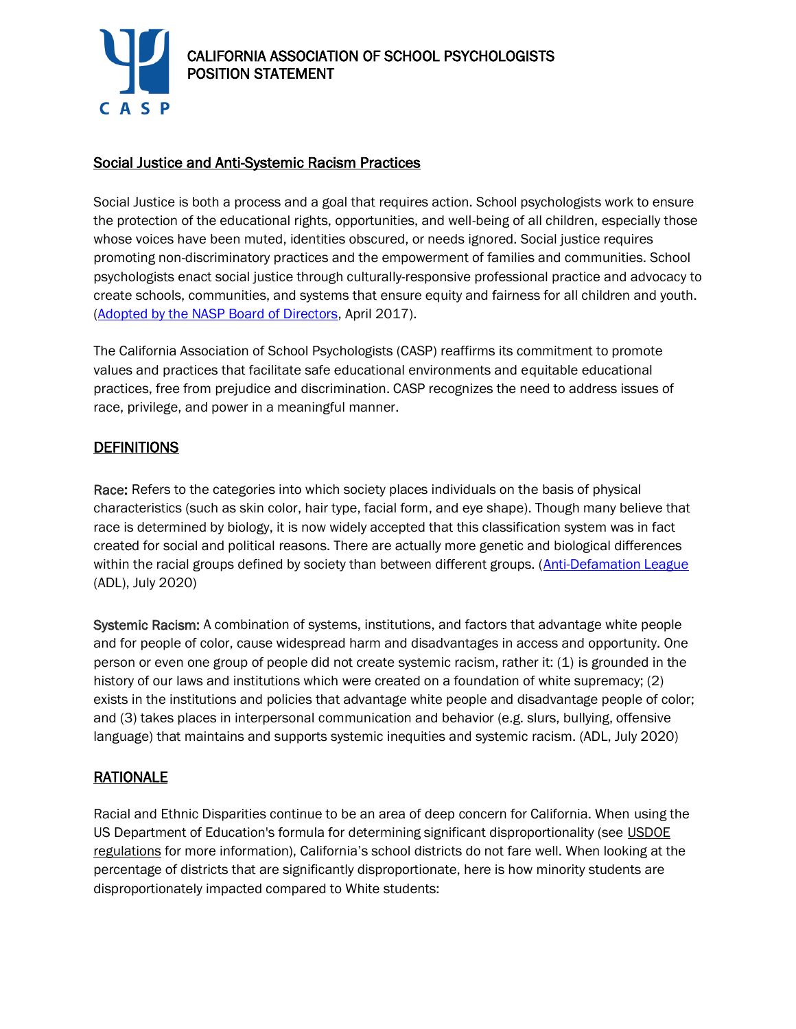# CALIFORNIA ASSOCIATION OF SCHOOL PSYCHOLOGISTS POSITION STATEMENT

## Social Justice and Anti-Systemic Racism Practices

Social Justice is both a process and a goal that requires action. School psychologists work to ensure the protection of the educational rights, opportunities, and well-being of all children, especially those whose voices have been muted, identities obscured, or needs ignored. Social justice requires promoting non-discriminatory practices and the empowerment of families and communities. School psychologists enact social justice through culturally-responsive professional practice and advocacy to create schools, communities, and systems that ensure equity and fairness for all children and youth. (Adopted by the NASP Board of Directors, April 2017).

The California Association of School Psychologists (CASP) reaffirms its commitment to promote values and practices that facilitate safe educational environments and equitable educational practices, free from prejudice and discrimination. CASP recognizes the need to address issues of race, privilege, and power in a meaningful manner.

## DEFINITIONS

**Race:** Refers to the categories into which society places individuals on the basis of physical characteristics (such as skin color, hair type, facial form, and eye shape). Though many believe that race is determined by biology, it is now widely accepted that this classification system was in fact created for social and political reasons. There are actually more genetic and biological differences within the racial groups defined by society than between different groups. (Anti-Defamation League (ADL), July 2020)

**Systemic Racism:** A combination of systems, institutions, and factors that advantage white people and for people of color, cause widespread harm and disadvantages in access and opportunity. One person or even one group of people did not create systemic racism, rather it: (1) is grounded in the history of our laws and institutions which were created on a foundation of white supremacy; (2) exists in the institutions and policies that advantage white people and disadvantage people of color; and (3) takes places in interpersonal communication and behavior (e.g. slurs, bullying, offensive language) that maintains and supports systemic inequities and systemic racism. (ADL, July 2020)

## RATIONALE

Racial and Ethnic Disparities continue to be an area of deep concern for California. When using the US Department of Education's formula for determining significant disproportionality (see USDOE regulations for more information), California's school districts do not fare well. When looking at the percentage of districts that are significantly disproportionate, here is how minority students are disproportionately impacted compared to White students: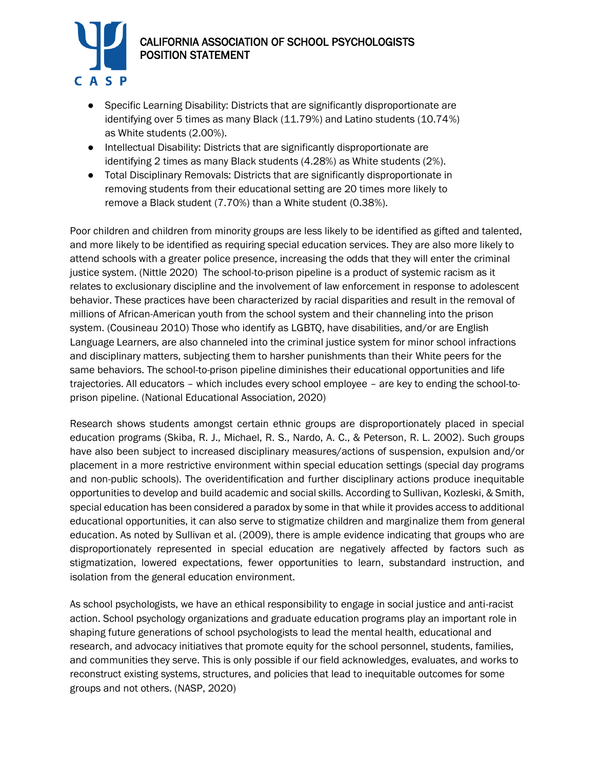- Specific Learning Disability: Districts that are significantly disproportionate are identifying over 5 times as many Black (11.79%) and Latino students (10.74%) as White students (2.00%).
- Intellectual Disability: Districts that are significantly disproportionate are identifying 2 times as many Black students (4.28%) as White students (2%).
- Total Disciplinary Removals: Districts that are significantly disproportionate in removing students from their educational setting are 20 times more likely to remove a Black student (7.70%) than a White student (0.38%).

Poor children and children from minority groups are less likely to be identified as gifted and talented, and more likely to be identified as requiring special education services. They are also more likely to attend schools with a greater police presence, increasing the odds that they will enter the criminal justice system. (Nittle 2020) The school-to-prison pipeline is a product of systemic racism as it relates to exclusionary discipline and the involvement of law enforcement in response to adolescent behavior. These practices have been characterized by racial disparities and result in the removal of millions of African-American youth from the school system and their channeling into the prison system. (Cousineau 2010) Those who identify as LGBTQ, have disabilities, and/or are English Language Learners, are also channeled into the criminal justice system for minor school infractions and disciplinary matters, subjecting them to harsher punishments than their White peers for the same behaviors. The school-to-prison pipeline diminishes their educational opportunities and life trajectories. All educators – which includes every school employee – are key to ending the school-to-prison pipeline. (National Educational Association, 2020)

Research shows students amongst certain ethnic groups are disproportionately placed in special education programs (Skiba, R. J., Michael, R. S., Nardo, A. C., & Peterson, R. L. 2002). Such groups have also been subject to increased disciplinary measures/actions of suspension, expulsion and/or placement in a more restrictive environment within special education settings (special day programs and non-public schools). The overidentification and further disciplinary actions produce inequitable opportunities to develop and build academic and social skills. According to Sullivan, Kozleski, & Smith, special education has been considered a paradox by some in that while it provides access to additional educational opportunities, it can also serve to stigmatize children and marginalize them from general education. As noted by Sullivan et al. (2009), there is ample evidence indicating that groups who are disproportionately represented in special education are negatively affected by factors such as stigmatization, lowered expectations, fewer opportunities to learn, substandard instruction, and isolation from the general education environment.

As school psychologists, we have an ethical responsibility to engage in social justice and anti-racist action. School psychology organizations and graduate education programs play an important role in shaping future generations of school psychologists to lead the mental health, educational and research, and advocacy initiatives that promote equity for the school personnel, students, families, and communities they serve. This is only possible if our field acknowledges, evaluates, and works to reconstruct existing systems, structures, and policies that lead to inequitable outcomes for some groups and not others. (NASP, 2020)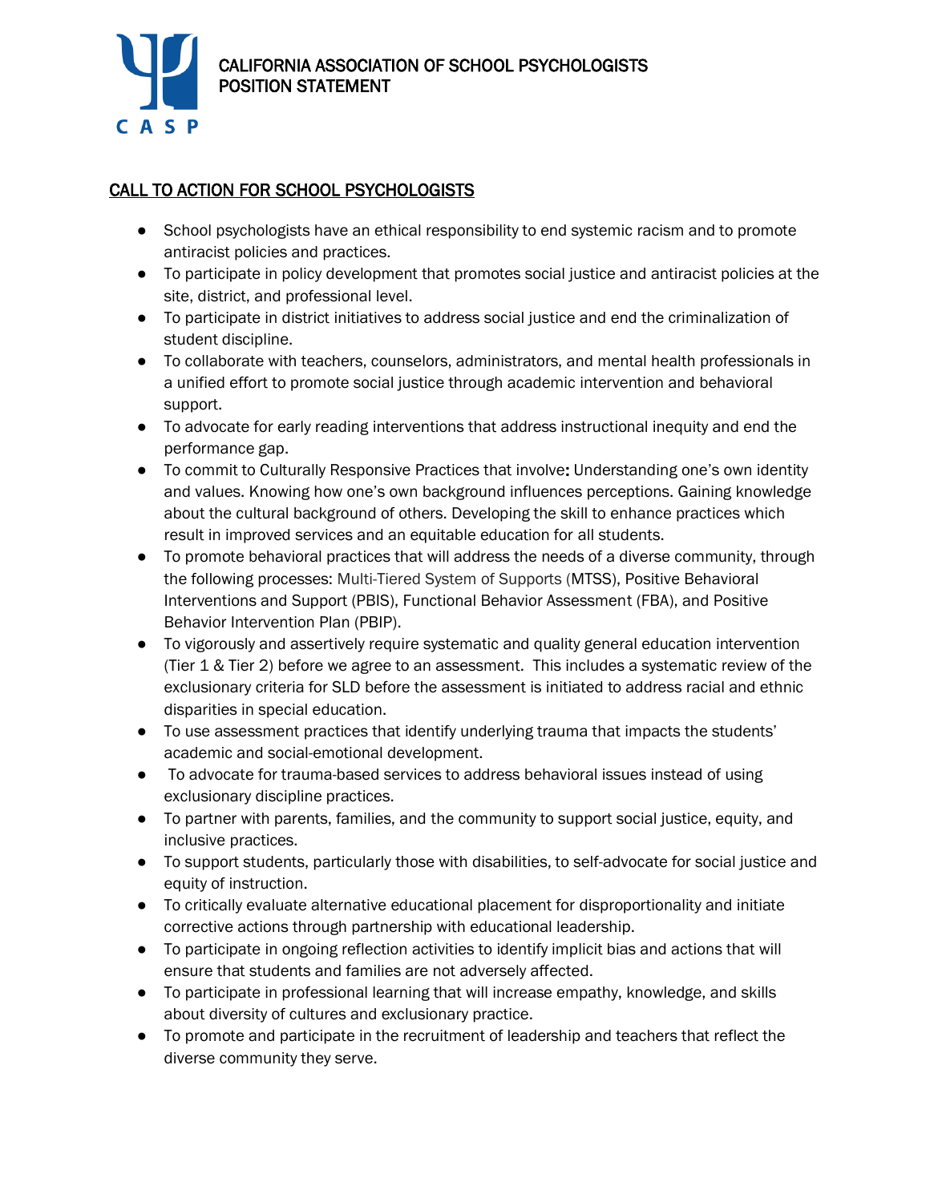# CALIFORNIA ASSOCIATION OF SCHOOL PSYCHOLOGISTS POSITION STATEMENT

## CALL TO ACTION FOR SCHOOL PSYCHOLOGISTS

- School psychologists have an ethical responsibility to end systemic racism and to promote antiracist policies and practices.
- To participate in policy development that promotes social justice and antiracist policies at the site, district, and professional level.
- To participate in district initiatives to address social justice and end the criminalization of student discipline.
- To collaborate with teachers, counselors, administrators, and mental health professionals in a unified effort to promote social justice through academic intervention and behavioral support.
- To advocate for early reading interventions that address instructional inequity and end the performance gap.
- To commit to Culturally Responsive Practices that involve**:** Understanding one's own identity and values. Knowing how one's own background influences perceptions. Gaining knowledge about the cultural background of others. Developing the skill to enhance practices which result in improved services and an equitable education for all students.
- To promote behavioral practices that will address the needs of a diverse community, through the following processes: Multi-Tiered System of Supports (MTSS), Positive Behavioral Interventions and Support (PBIS), Functional Behavior Assessment (FBA), and Positive Behavior Intervention Plan (PBIP).
- To vigorously and assertively require systematic and quality general education intervention (Tier 1 & Tier 2) before we agree to an assessment. This includes a systematic review of the exclusionary criteria for SLD before the assessment is initiated to address racial and ethnic disparities in special education.
- To use assessment practices that identify underlying trauma that impacts the students' academic and social-emotional development.
- To advocate for trauma-based services to address behavioral issues instead of using exclusionary discipline practices.
- To partner with parents, families, and the community to support social justice, equity, and inclusive practices.
- To support students, particularly those with disabilities, to self-advocate for social justice and equity of instruction.
- To critically evaluate alternative educational placement for disproportionality and initiate corrective actions through partnership with educational leadership.
- To participate in ongoing reflection activities to identify implicit bias and actions that will ensure that students and families are not adversely affected.
- To participate in professional learning that will increase empathy, knowledge, and skills about diversity of cultures and exclusionary practice.
- To promote and participate in the recruitment of leadership and teachers that reflect the diverse community they serve.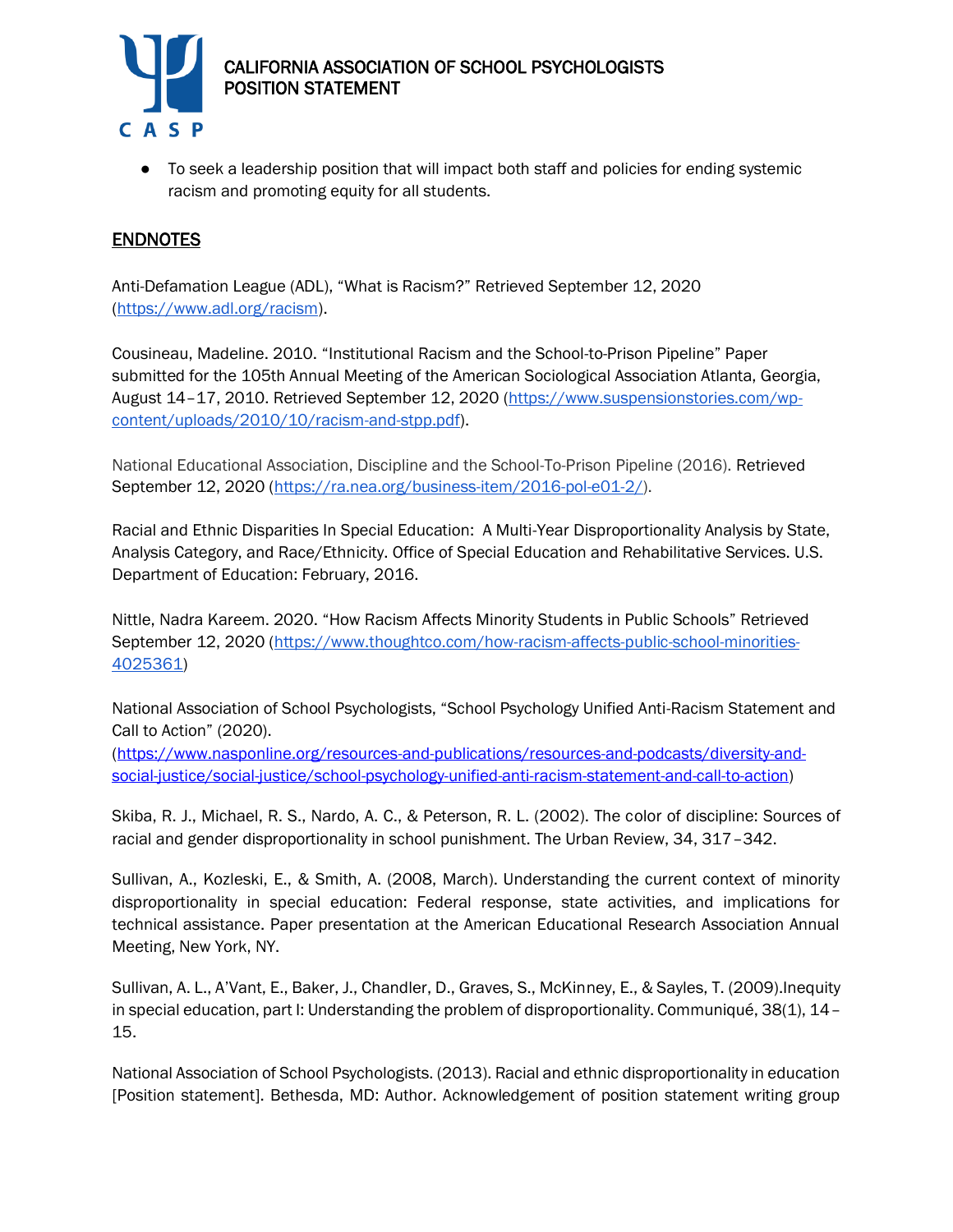- To seek a leadership position that will impact both staff and policies for ending systemic racism and promoting equity for all students.

## ENDNOTES

Anti-Defamation League (ADL), "What is Racism?" Retrieved September 12, 2020 (https://www.adl.org/racism).

Cousineau, Madeline. 2010. "Institutional Racism and the School-to-Prison Pipeline" Paper submitted for the 105th Annual Meeting of the American Sociological Association Atlanta, Georgia, August 14–17, 2010. Retrieved September 12, 2020 (https://www.suspensionstories.com/wp-content/uploads/2010/10/racism-and-stpp.pdf).

National Educational Association, Discipline and the School-To-Prison Pipeline (2016). Retrieved September 12, 2020 (https://ra.nea.org/business-item/2016-pol-e01-2/).

Racial and Ethnic Disparities In Special Education: A Multi-Year Disproportionality Analysis by State, Analysis Category, and Race/Ethnicity. Office of Special Education and Rehabilitative Services. U.S. Department of Education: February, 2016.

Nittle, Nadra Kareem. 2020. "How Racism Affects Minority Students in Public Schools" Retrieved September 12, 2020 (https://www.thoughtco.com/how-racism-affects-public-school-minorities-4025361)

National Association of School Psychologists, "School Psychology Unified Anti-Racism Statement and Call to Action" (2020). (https://www.nasponline.org/resources-and-publications/resources-and-podcasts/diversity-and-social-justice/social-justice/school-psychology-unified-anti-racism-statement-and-call-to-action)

Skiba, R. J., Michael, R. S., Nardo, A. C., & Peterson, R. L. (2002). The color of discipline: Sources of racial and gender disproportionality in school punishment. The Urban Review, 34, 317–342.

Sullivan, A., Kozleski, E., & Smith, A. (2008, March). Understanding the current context of minority disproportionality in special education: Federal response, state activities, and implications for technical assistance. Paper presentation at the American Educational Research Association Annual Meeting, New York, NY.

Sullivan, A. L., A'Vant, E., Baker, J., Chandler, D., Graves, S., McKinney, E., & Sayles, T. (2009).Inequity in special education, part I: Understanding the problem of disproportionality. Communiqué, 38(1), 14–15.

National Association of School Psychologists. (2013). Racial and ethnic disproportionality in education [Position statement]. Bethesda, MD: Author. Acknowledgement of position statement writing group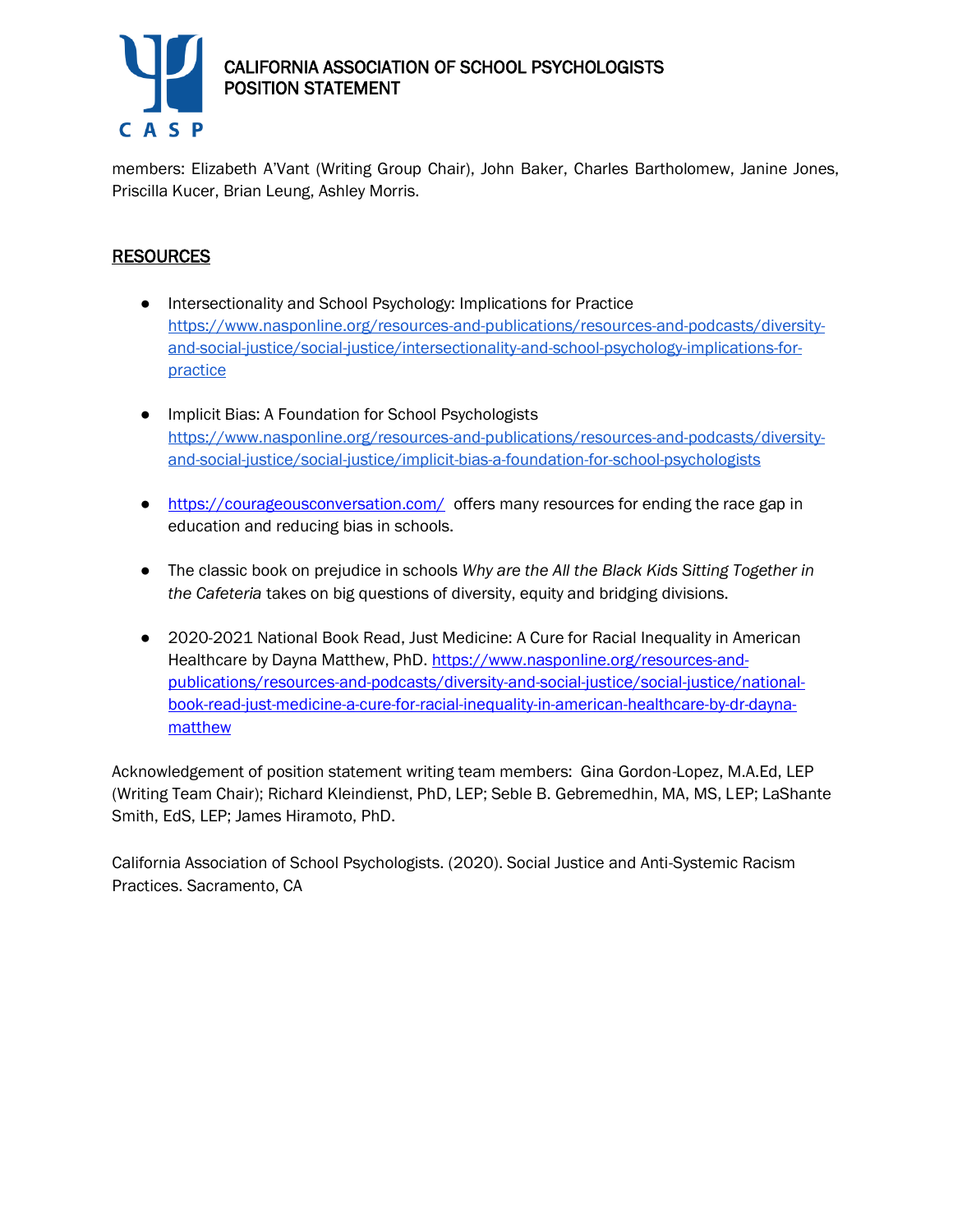members: Elizabeth A'Vant (Writing Group Chair), John Baker, Charles Bartholomew, Janine Jones, Priscilla Kucer, Brian Leung, Ashley Morris.

## RESOURCES

- Intersectionality and School Psychology: Implications for Practice https://www.nasponline.org/resources-and-publications/resources-and-podcasts/diversity-and-social-justice/social-justice/intersectionality-and-school-psychology-implications-for-practice

- Implicit Bias: A Foundation for School Psychologists https://www.nasponline.org/resources-and-publications/resources-and-podcasts/diversity-and-social-justice/social-justice/implicit-bias-a-foundation-for-school-psychologists

- https://courageousconversation.com/ offers many resources for ending the race gap in education and reducing bias in schools.

- The classic book on prejudice in schools *Why are the All the Black Kids Sitting Together in the Cafeteria* takes on big questions of diversity, equity and bridging divisions.

- 2020-2021 National Book Read, Just Medicine: A Cure for Racial Inequality in American Healthcare by Dayna Matthew, PhD. https://www.nasponline.org/resources-and-publications/resources-and-podcasts/diversity-and-social-justice/social-justice/national-book-read-just-medicine-a-cure-for-racial-inequality-in-american-healthcare-by-dr-dayna-matthew

Acknowledgement of position statement writing team members: Gina Gordon-Lopez, M.A.Ed, LEP (Writing Team Chair); Richard Kleindienst, PhD, LEP; Seble B. Gebremedhin, MA, MS, LEP; LaShante Smith, EdS, LEP; James Hiramoto, PhD.

California Association of School Psychologists. (2020). Social Justice and Anti-Systemic Racism Practices. Sacramento, CA